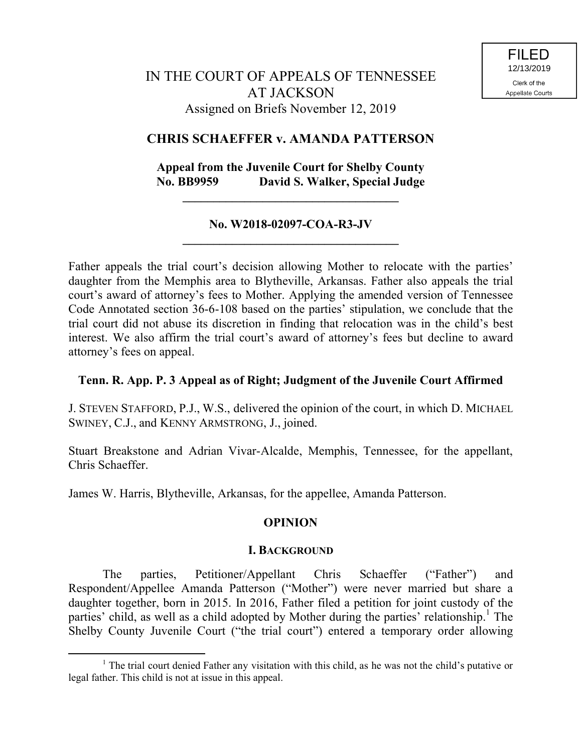FILED
12/13/2019
Clerk of the
Appellate Courts

IN THE COURT OF APPEALS OF TENNESSEE
AT JACKSON
Assigned on Briefs November 12, 2019

**CHRIS SCHAEFFER v. AMANDA PATTERSON**

**Appeal from the Juvenile Court for Shelby County**
**No. BB9959 David S. Walker, Special Judge**

---

**No. W2018-02097-COA-R3-JV**

---

Father appeals the trial court's decision allowing Mother to relocate with the parties' daughter from the Memphis area to Blytheville, Arkansas. Father also appeals the trial court's award of attorney's fees to Mother. Applying the amended version of Tennessee Code Annotated section 36-6-108 based on the parties' stipulation, we conclude that the trial court did not abuse its discretion in finding that relocation was in the child's best interest. We also affirm the trial court's award of attorney's fees but decline to award attorney's fees on appeal.

**Tenn. R. App. P. 3 Appeal as of Right; Judgment of the Juvenile Court Affirmed**

J. STEVEN STAFFORD, P.J., W.S., delivered the opinion of the court, in which D. MICHAEL SWINEY, C.J., and KENNY ARMSTRONG, J., joined.

Stuart Breakstone and Adrian Vivar-Alcalde, Memphis, Tennessee, for the appellant, Chris Schaeffer.

James W. Harris, Blytheville, Arkansas, for the appellee, Amanda Patterson.

## OPINION

### I. BACKGROUND

The parties, Petitioner/Appellant Chris Schaeffer ("Father") and Respondent/Appellee Amanda Patterson ("Mother") were never married but share a daughter together, born in 2015. In 2016, Father filed a petition for joint custody of the parties' child, as well as a child adopted by Mother during the parties' relationship.[1] The Shelby County Juvenile Court ("the trial court") entered a temporary order allowing

---

[1] The trial court denied Father any visitation with this child, as he was not the child's putative or legal father. This child is not at issue in this appeal.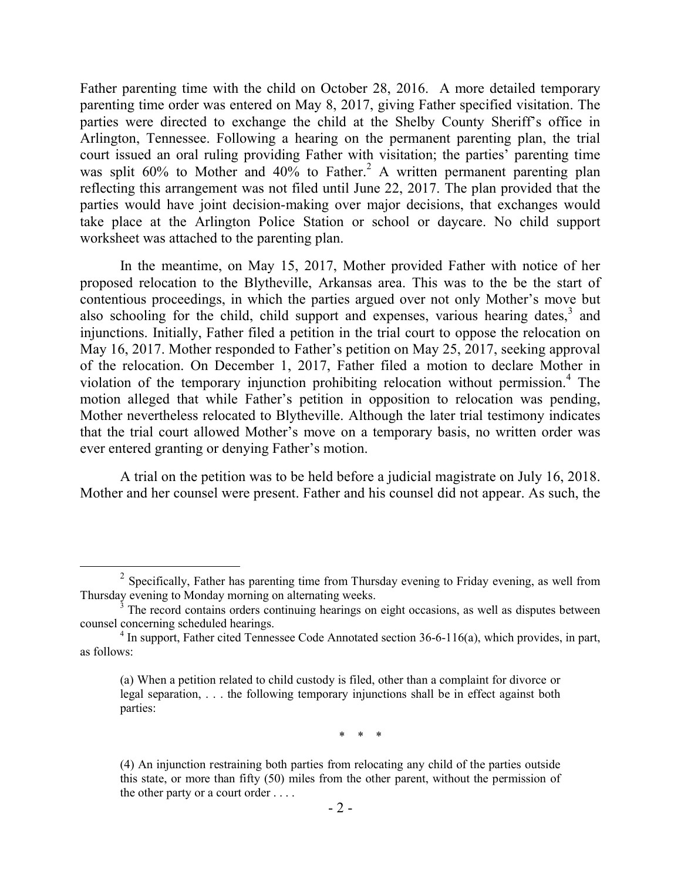Father parenting time with the child on October 28, 2016. A more detailed temporary parenting time order was entered on May 8, 2017, giving Father specified visitation. The parties were directed to exchange the child at the Shelby County Sheriff's office in Arlington, Tennessee. Following a hearing on the permanent parenting plan, the trial court issued an oral ruling providing Father with visitation; the parties' parenting time was split 60% to Mother and 40% to Father.[2] A written permanent parenting plan reflecting this arrangement was not filed until June 22, 2017. The plan provided that the parties would have joint decision-making over major decisions, that exchanges would take place at the Arlington Police Station or school or daycare. No child support worksheet was attached to the parenting plan.

In the meantime, on May 15, 2017, Mother provided Father with notice of her proposed relocation to the Blytheville, Arkansas area. This was to the be the start of contentious proceedings, in which the parties argued over not only Mother's move but also schooling for the child, child support and expenses, various hearing dates,[3] and injunctions. Initially, Father filed a petition in the trial court to oppose the relocation on May 16, 2017. Mother responded to Father's petition on May 25, 2017, seeking approval of the relocation. On December 1, 2017, Father filed a motion to declare Mother in violation of the temporary injunction prohibiting relocation without permission.[4] The motion alleged that while Father's petition in opposition to relocation was pending, Mother nevertheless relocated to Blytheville. Although the later trial testimony indicates that the trial court allowed Mother's move on a temporary basis, no written order was ever entered granting or denying Father's motion.

A trial on the petition was to be held before a judicial magistrate on July 16, 2018. Mother and her counsel were present. Father and his counsel did not appear. As such, the

---

[2] Specifically, Father has parenting time from Thursday evening to Friday evening, as well from Thursday evening to Monday morning on alternating weeks.

[3] The record contains orders continuing hearings on eight occasions, as well as disputes between counsel concerning scheduled hearings.

[4] In support, Father cited Tennessee Code Annotated section 36-6-116(a), which provides, in part, as follows:

> (a) When a petition related to child custody is filed, other than a complaint for divorce or legal separation, . . . the following temporary injunctions shall be in effect against both parties:
>
> \* \* \*
>
> (4) An injunction restraining both parties from relocating any child of the parties outside this state, or more than fifty (50) miles from the other parent, without the permission of the other party or a court order . . . .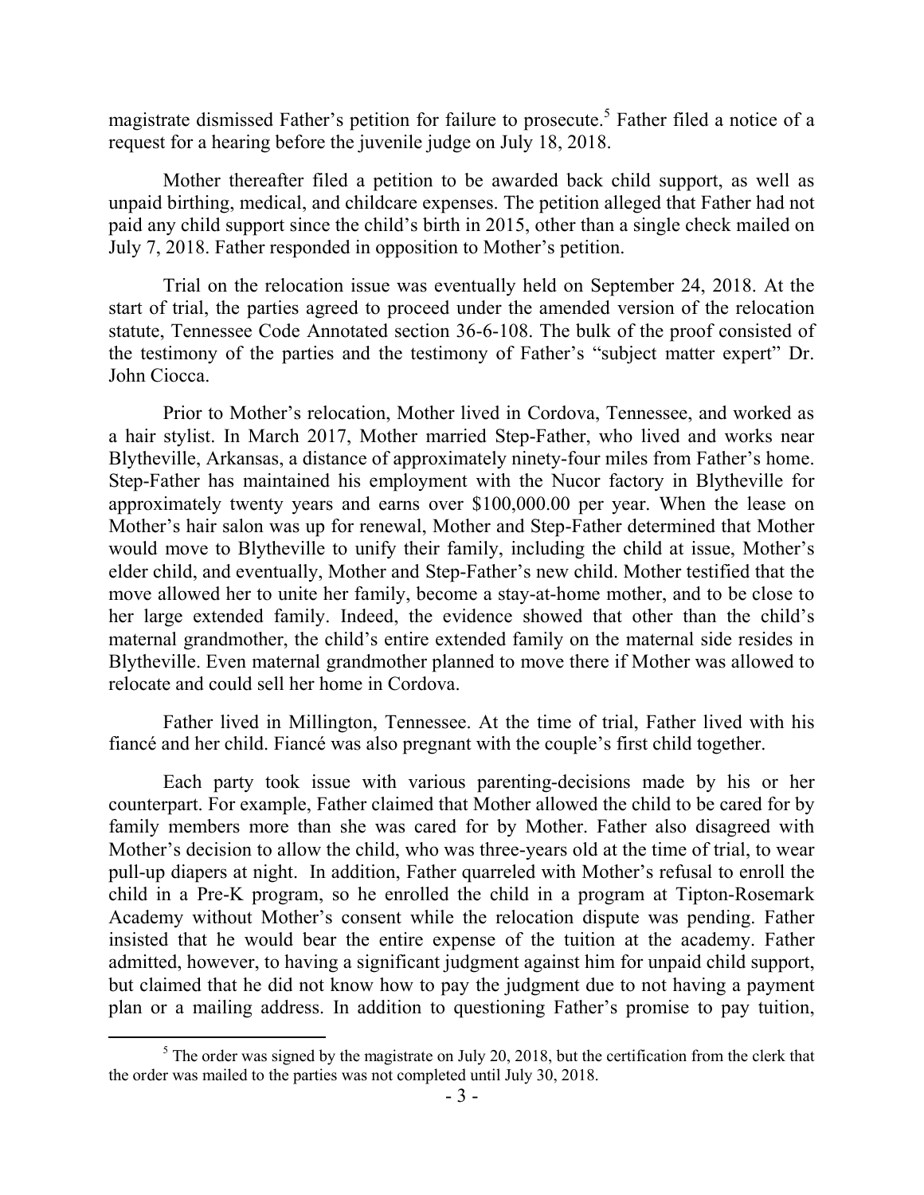magistrate dismissed Father's petition for failure to prosecute.[5] Father filed a notice of a request for a hearing before the juvenile judge on July 18, 2018.

Mother thereafter filed a petition to be awarded back child support, as well as unpaid birthing, medical, and childcare expenses. The petition alleged that Father had not paid any child support since the child's birth in 2015, other than a single check mailed on July 7, 2018. Father responded in opposition to Mother's petition.

Trial on the relocation issue was eventually held on September 24, 2018. At the start of trial, the parties agreed to proceed under the amended version of the relocation statute, Tennessee Code Annotated section 36-6-108. The bulk of the proof consisted of the testimony of the parties and the testimony of Father's "subject matter expert" Dr. John Ciocca.

Prior to Mother's relocation, Mother lived in Cordova, Tennessee, and worked as a hair stylist. In March 2017, Mother married Step-Father, who lived and works near Blytheville, Arkansas, a distance of approximately ninety-four miles from Father's home. Step-Father has maintained his employment with the Nucor factory in Blytheville for approximately twenty years and earns over $100,000.00 per year. When the lease on Mother's hair salon was up for renewal, Mother and Step-Father determined that Mother would move to Blytheville to unify their family, including the child at issue, Mother's elder child, and eventually, Mother and Step-Father's new child. Mother testified that the move allowed her to unite her family, become a stay-at-home mother, and to be close to her large extended family. Indeed, the evidence showed that other than the child's maternal grandmother, the child's entire extended family on the maternal side resides in Blytheville. Even maternal grandmother planned to move there if Mother was allowed to relocate and could sell her home in Cordova.

Father lived in Millington, Tennessee. At the time of trial, Father lived with his fiancé and her child. Fiancé was also pregnant with the couple's first child together.

Each party took issue with various parenting-decisions made by his or her counterpart. For example, Father claimed that Mother allowed the child to be cared for by family members more than she was cared for by Mother. Father also disagreed with Mother's decision to allow the child, who was three-years old at the time of trial, to wear pull-up diapers at night. In addition, Father quarreled with Mother's refusal to enroll the child in a Pre-K program, so he enrolled the child in a program at Tipton-Rosemark Academy without Mother's consent while the relocation dispute was pending. Father insisted that he would bear the entire expense of the tuition at the academy. Father admitted, however, to having a significant judgment against him for unpaid child support, but claimed that he did not know how to pay the judgment due to not having a payment plan or a mailing address. In addition to questioning Father's promise to pay tuition,

[5] The order was signed by the magistrate on July 20, 2018, but the certification from the clerk that the order was mailed to the parties was not completed until July 30, 2018.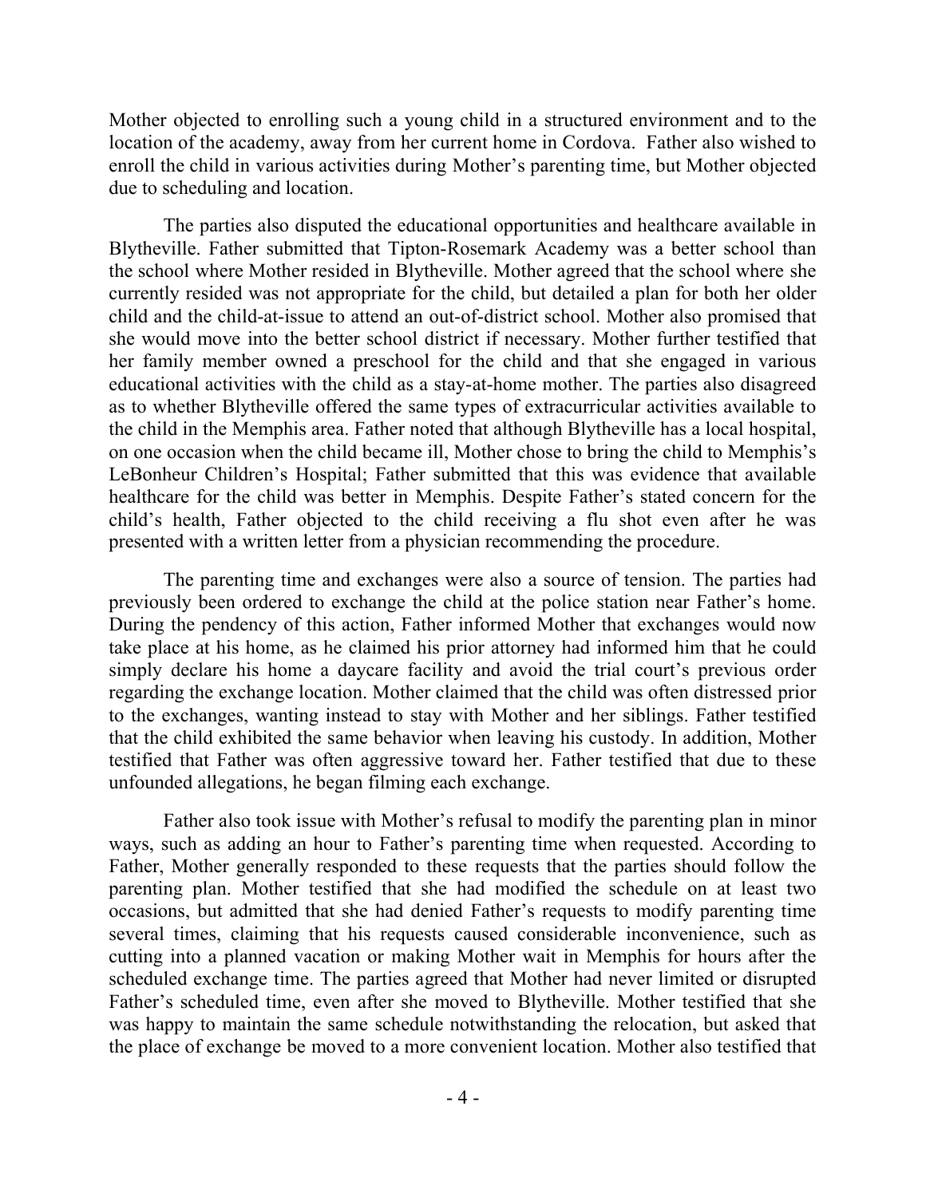Mother objected to enrolling such a young child in a structured environment and to the location of the academy, away from her current home in Cordova. Father also wished to enroll the child in various activities during Mother's parenting time, but Mother objected due to scheduling and location.

The parties also disputed the educational opportunities and healthcare available in Blytheville. Father submitted that Tipton-Rosemark Academy was a better school than the school where Mother resided in Blytheville. Mother agreed that the school where she currently resided was not appropriate for the child, but detailed a plan for both her older child and the child-at-issue to attend an out-of-district school. Mother also promised that she would move into the better school district if necessary. Mother further testified that her family member owned a preschool for the child and that she engaged in various educational activities with the child as a stay-at-home mother. The parties also disagreed as to whether Blytheville offered the same types of extracurricular activities available to the child in the Memphis area. Father noted that although Blytheville has a local hospital, on one occasion when the child became ill, Mother chose to bring the child to Memphis's LeBonheur Children's Hospital; Father submitted that this was evidence that available healthcare for the child was better in Memphis. Despite Father's stated concern for the child's health, Father objected to the child receiving a flu shot even after he was presented with a written letter from a physician recommending the procedure.

The parenting time and exchanges were also a source of tension. The parties had previously been ordered to exchange the child at the police station near Father's home. During the pendency of this action, Father informed Mother that exchanges would now take place at his home, as he claimed his prior attorney had informed him that he could simply declare his home a daycare facility and avoid the trial court's previous order regarding the exchange location. Mother claimed that the child was often distressed prior to the exchanges, wanting instead to stay with Mother and her siblings. Father testified that the child exhibited the same behavior when leaving his custody. In addition, Mother testified that Father was often aggressive toward her. Father testified that due to these unfounded allegations, he began filming each exchange.

Father also took issue with Mother's refusal to modify the parenting plan in minor ways, such as adding an hour to Father's parenting time when requested. According to Father, Mother generally responded to these requests that the parties should follow the parenting plan. Mother testified that she had modified the schedule on at least two occasions, but admitted that she had denied Father's requests to modify parenting time several times, claiming that his requests caused considerable inconvenience, such as cutting into a planned vacation or making Mother wait in Memphis for hours after the scheduled exchange time. The parties agreed that Mother had never limited or disrupted Father's scheduled time, even after she moved to Blytheville. Mother testified that she was happy to maintain the same schedule notwithstanding the relocation, but asked that the place of exchange be moved to a more convenient location. Mother also testified that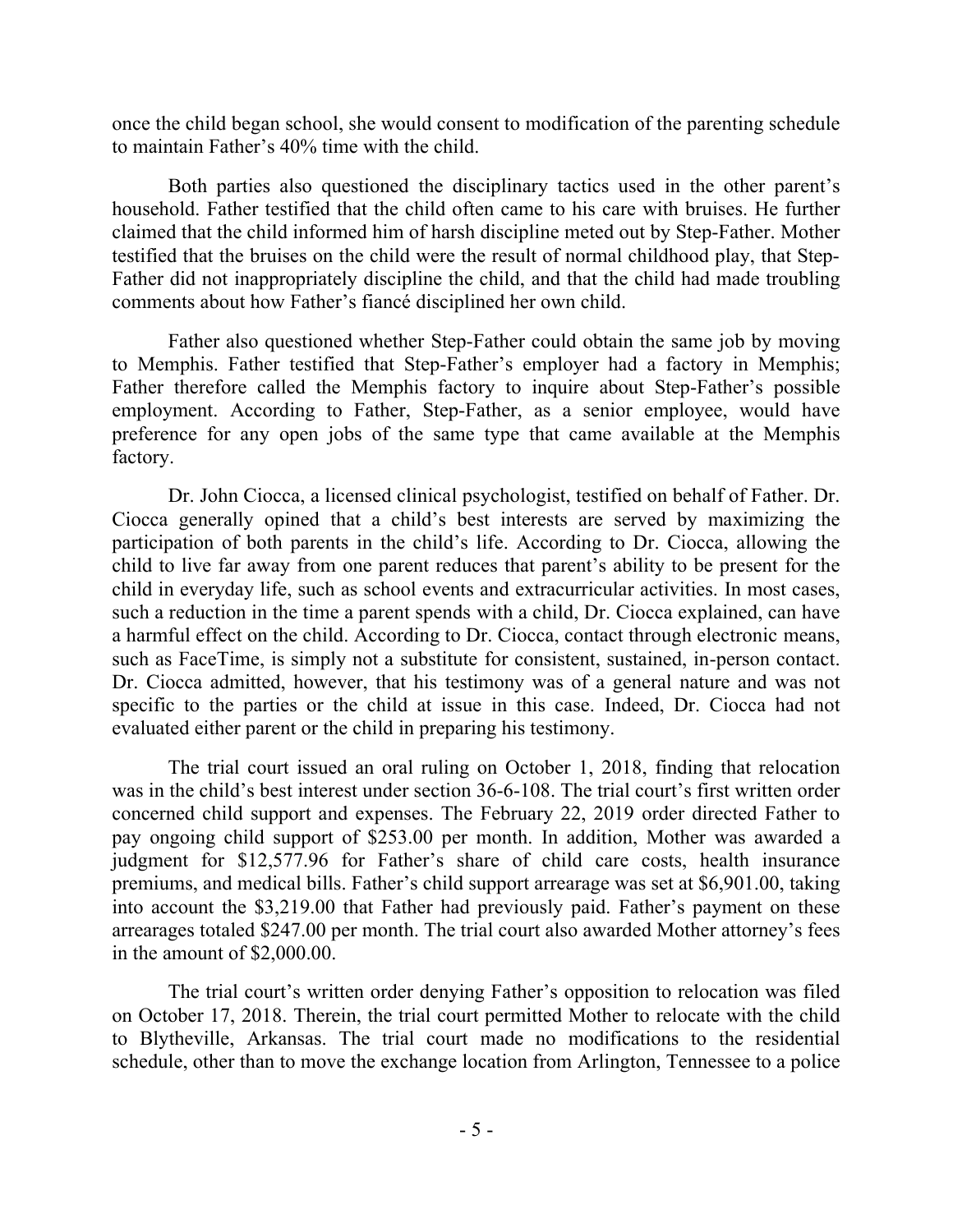once the child began school, she would consent to modification of the parenting schedule to maintain Father's 40% time with the child.

Both parties also questioned the disciplinary tactics used in the other parent's household. Father testified that the child often came to his care with bruises. He further claimed that the child informed him of harsh discipline meted out by Step-Father. Mother testified that the bruises on the child were the result of normal childhood play, that Step-Father did not inappropriately discipline the child, and that the child had made troubling comments about how Father's fiancé disciplined her own child.

Father also questioned whether Step-Father could obtain the same job by moving to Memphis. Father testified that Step-Father's employer had a factory in Memphis; Father therefore called the Memphis factory to inquire about Step-Father's possible employment. According to Father, Step-Father, as a senior employee, would have preference for any open jobs of the same type that came available at the Memphis factory.

Dr. John Ciocca, a licensed clinical psychologist, testified on behalf of Father. Dr. Ciocca generally opined that a child's best interests are served by maximizing the participation of both parents in the child's life. According to Dr. Ciocca, allowing the child to live far away from one parent reduces that parent's ability to be present for the child in everyday life, such as school events and extracurricular activities. In most cases, such a reduction in the time a parent spends with a child, Dr. Ciocca explained, can have a harmful effect on the child. According to Dr. Ciocca, contact through electronic means, such as FaceTime, is simply not a substitute for consistent, sustained, in-person contact. Dr. Ciocca admitted, however, that his testimony was of a general nature and was not specific to the parties or the child at issue in this case. Indeed, Dr. Ciocca had not evaluated either parent or the child in preparing his testimony.

The trial court issued an oral ruling on October 1, 2018, finding that relocation was in the child's best interest under section 36-6-108. The trial court's first written order concerned child support and expenses. The February 22, 2019 order directed Father to pay ongoing child support of $253.00 per month. In addition, Mother was awarded a judgment for $12,577.96 for Father's share of child care costs, health insurance premiums, and medical bills. Father's child support arrearage was set at $6,901.00, taking into account the $3,219.00 that Father had previously paid. Father's payment on these arrearages totaled $247.00 per month. The trial court also awarded Mother attorney's fees in the amount of $2,000.00.

The trial court's written order denying Father's opposition to relocation was filed on October 17, 2018. Therein, the trial court permitted Mother to relocate with the child to Blytheville, Arkansas. The trial court made no modifications to the residential schedule, other than to move the exchange location from Arlington, Tennessee to a police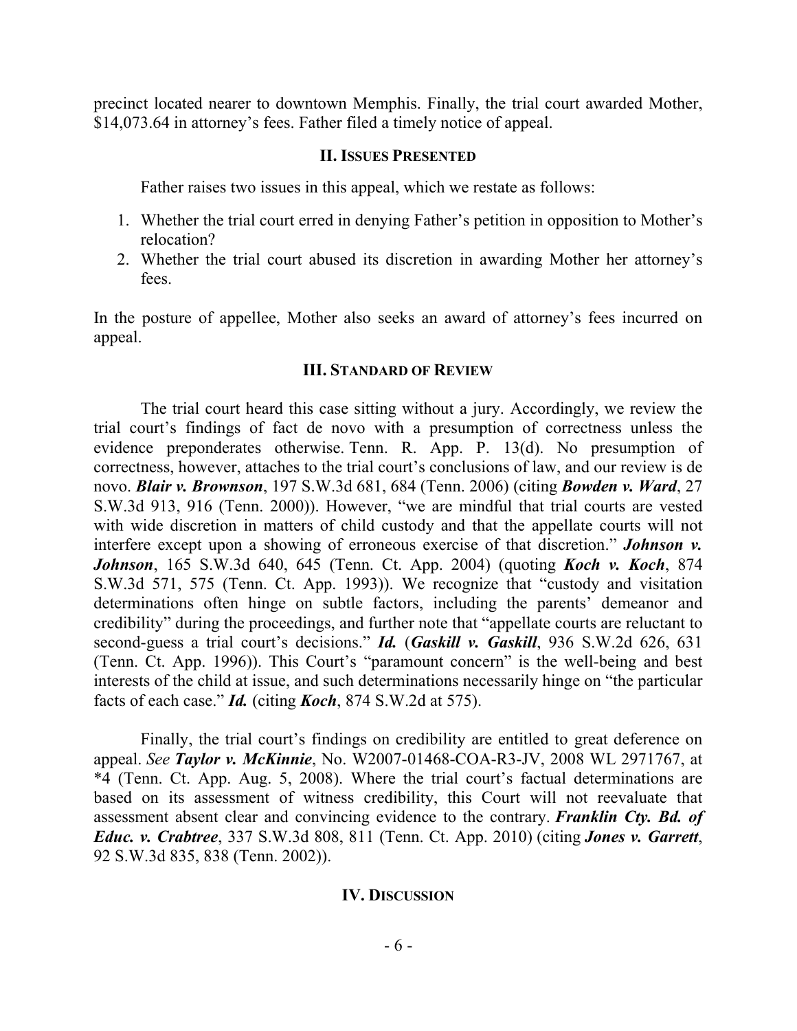precinct located nearer to downtown Memphis. Finally, the trial court awarded Mother, $14,073.64 in attorney's fees. Father filed a timely notice of appeal.

## II. Issues Presented

Father raises two issues in this appeal, which we restate as follows:

1. Whether the trial court erred in denying Father's petition in opposition to Mother's relocation?
2. Whether the trial court abused its discretion in awarding Mother her attorney's fees.

In the posture of appellee, Mother also seeks an award of attorney's fees incurred on appeal.

## III. Standard of Review

The trial court heard this case sitting without a jury. Accordingly, we review the trial court's findings of fact de novo with a presumption of correctness unless the evidence preponderates otherwise. Tenn. R. App. P. 13(d). No presumption of correctness, however, attaches to the trial court's conclusions of law, and our review is de novo. ***Blair v. Brownson***, 197 S.W.3d 681, 684 (Tenn. 2006) (citing ***Bowden v. Ward***, 27 S.W.3d 913, 916 (Tenn. 2000)). However, "we are mindful that trial courts are vested with wide discretion in matters of child custody and that the appellate courts will not interfere except upon a showing of erroneous exercise of that discretion." ***Johnson v. Johnson***, 165 S.W.3d 640, 645 (Tenn. Ct. App. 2004) (quoting ***Koch v. Koch***, 874 S.W.3d 571, 575 (Tenn. Ct. App. 1993)). We recognize that "custody and visitation determinations often hinge on subtle factors, including the parents' demeanor and credibility" during the proceedings, and further note that "appellate courts are reluctant to second-guess a trial court's decisions." ***Id.*** (***Gaskill v. Gaskill***, 936 S.W.2d 626, 631 (Tenn. Ct. App. 1996)). This Court's "paramount concern" is the well-being and best interests of the child at issue, and such determinations necessarily hinge on "the particular facts of each case." ***Id.*** (citing ***Koch***, 874 S.W.2d at 575).

Finally, the trial court's findings on credibility are entitled to great deference on appeal. *See* ***Taylor v. McKinnie***, No. W2007-01468-COA-R3-JV, 2008 WL 2971767, at *4 (Tenn. Ct. App. Aug. 5, 2008). Where the trial court's factual determinations are based on its assessment of witness credibility, this Court will not reevaluate that assessment absent clear and convincing evidence to the contrary. ***Franklin Cty. Bd. of Educ. v. Crabtree***, 337 S.W.3d 808, 811 (Tenn. Ct. App. 2010) (citing ***Jones v. Garrett***, 92 S.W.3d 835, 838 (Tenn. 2002)).

## IV. Discussion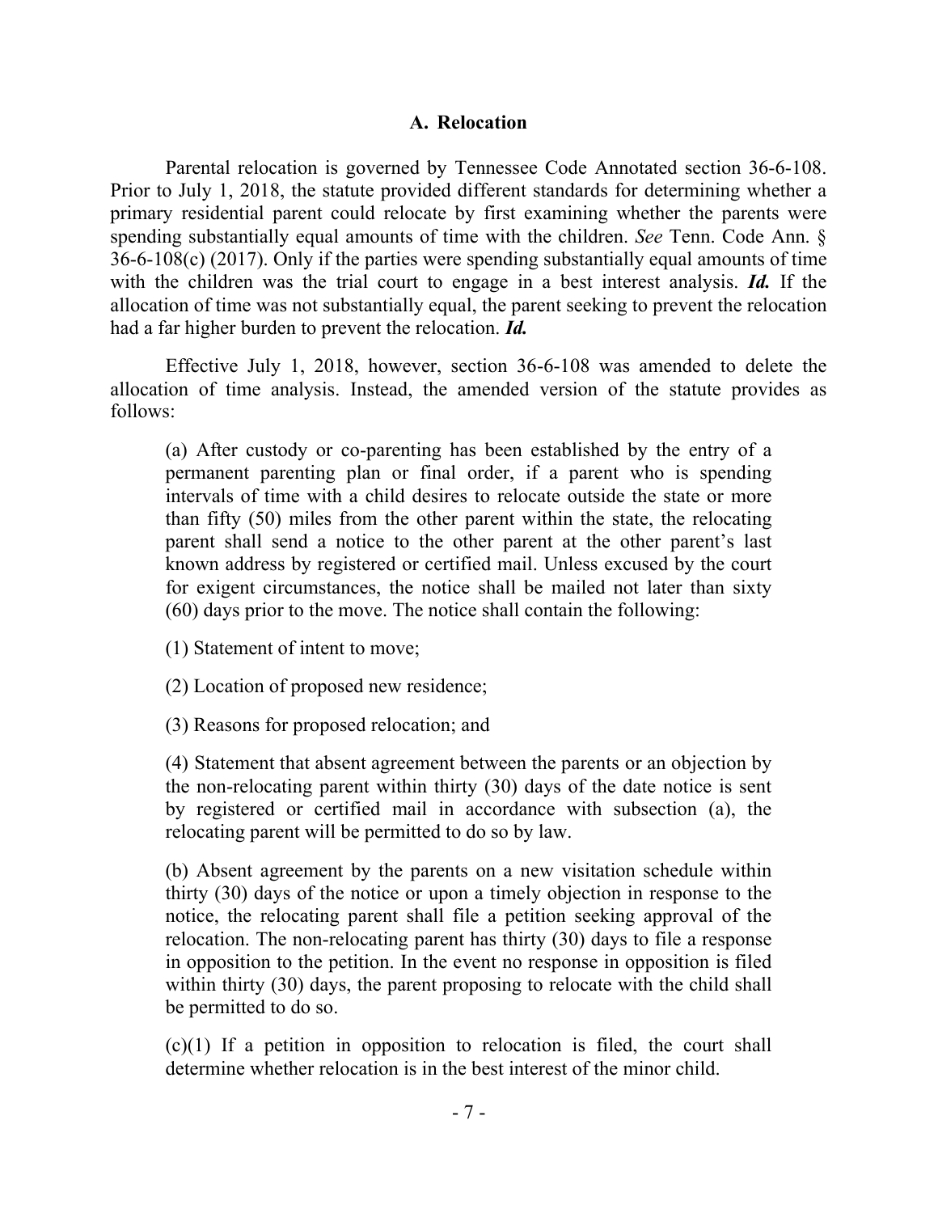### A. Relocation

Parental relocation is governed by Tennessee Code Annotated section 36-6-108. Prior to July 1, 2018, the statute provided different standards for determining whether a primary residential parent could relocate by first examining whether the parents were spending substantially equal amounts of time with the children. *See* Tenn. Code Ann. § 36-6-108(c) (2017). Only if the parties were spending substantially equal amounts of time with the children was the trial court to engage in a best interest analysis. ***Id.*** If the allocation of time was not substantially equal, the parent seeking to prevent the relocation had a far higher burden to prevent the relocation. ***Id.***

Effective July 1, 2018, however, section 36-6-108 was amended to delete the allocation of time analysis. Instead, the amended version of the statute provides as follows:

> (a) After custody or co-parenting has been established by the entry of a permanent parenting plan or final order, if a parent who is spending intervals of time with a child desires to relocate outside the state or more than fifty (50) miles from the other parent within the state, the relocating parent shall send a notice to the other parent at the other parent's last known address by registered or certified mail. Unless excused by the court for exigent circumstances, the notice shall be mailed not later than sixty (60) days prior to the move. The notice shall contain the following:
>
> (1) Statement of intent to move;
>
> (2) Location of proposed new residence;
>
> (3) Reasons for proposed relocation; and
>
> (4) Statement that absent agreement between the parents or an objection by the non-relocating parent within thirty (30) days of the date notice is sent by registered or certified mail in accordance with subsection (a), the relocating parent will be permitted to do so by law.
>
> (b) Absent agreement by the parents on a new visitation schedule within thirty (30) days of the notice or upon a timely objection in response to the notice, the relocating parent shall file a petition seeking approval of the relocation. The non-relocating parent has thirty (30) days to file a response in opposition to the petition. In the event no response in opposition is filed within thirty (30) days, the parent proposing to relocate with the child shall be permitted to do so.
>
> (c)(1) If a petition in opposition to relocation is filed, the court shall determine whether relocation is in the best interest of the minor child.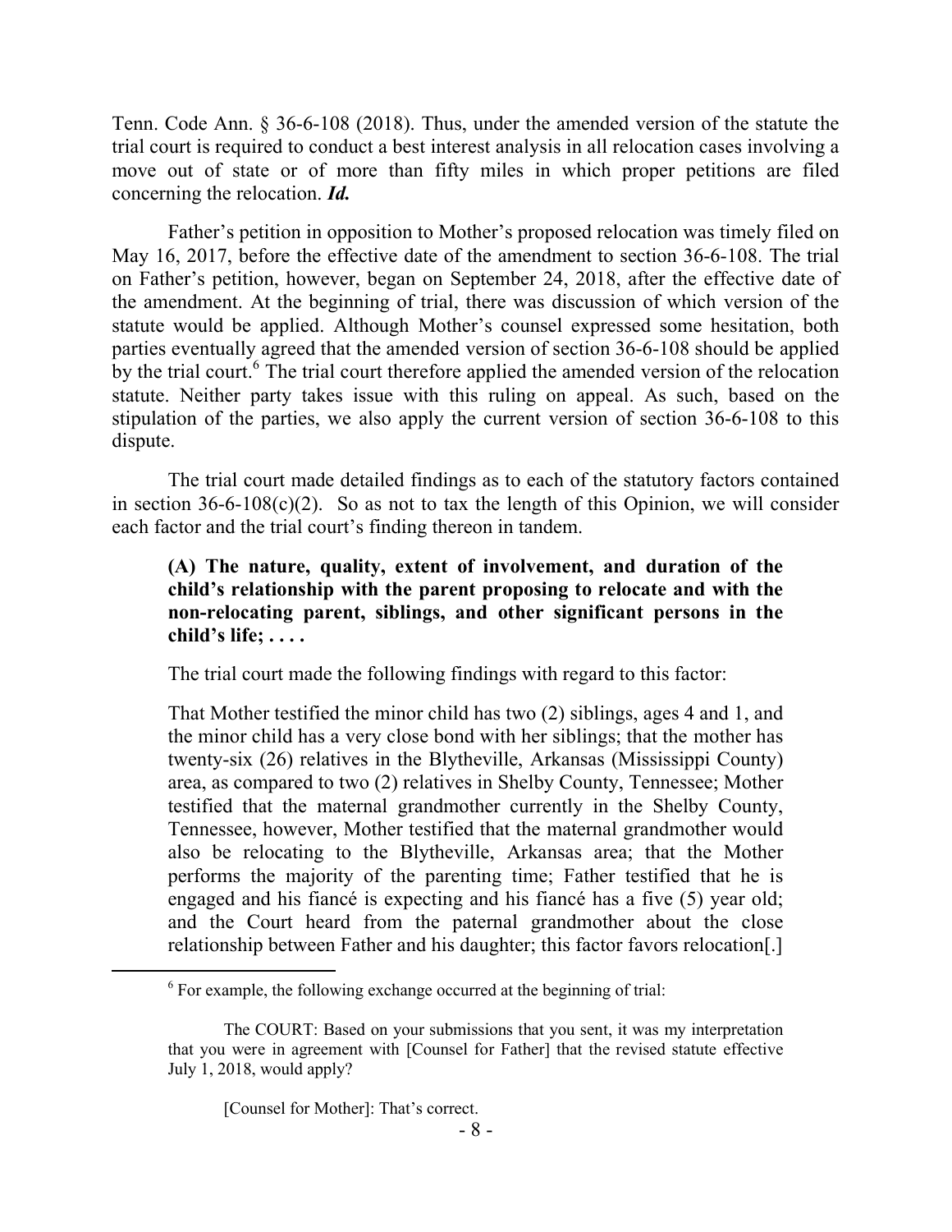Tenn. Code Ann. § 36-6-108 (2018). Thus, under the amended version of the statute the trial court is required to conduct a best interest analysis in all relocation cases involving a move out of state or of more than fifty miles in which proper petitions are filed concerning the relocation. ***Id.***

Father's petition in opposition to Mother's proposed relocation was timely filed on May 16, 2017, before the effective date of the amendment to section 36-6-108. The trial on Father's petition, however, began on September 24, 2018, after the effective date of the amendment. At the beginning of trial, there was discussion of which version of the statute would be applied. Although Mother's counsel expressed some hesitation, both parties eventually agreed that the amended version of section 36-6-108 should be applied by the trial court.[6] The trial court therefore applied the amended version of the relocation statute. Neither party takes issue with this ruling on appeal. As such, based on the stipulation of the parties, we also apply the current version of section 36-6-108 to this dispute.

The trial court made detailed findings as to each of the statutory factors contained in section 36-6-108(c)(2). So as not to tax the length of this Opinion, we will consider each factor and the trial court's finding thereon in tandem.

> **(A) The nature, quality, extent of involvement, and duration of the child's relationship with the parent proposing to relocate and with the non-relocating parent, siblings, and other significant persons in the child's life; . . . .**

The trial court made the following findings with regard to this factor:

> That Mother testified the minor child has two (2) siblings, ages 4 and 1, and the minor child has a very close bond with her siblings; that the mother has twenty-six (26) relatives in the Blytheville, Arkansas (Mississippi County) area, as compared to two (2) relatives in Shelby County, Tennessee; Mother testified that the maternal grandmother currently in the Shelby County, Tennessee, however, Mother testified that the maternal grandmother would also be relocating to the Blytheville, Arkansas area; that the Mother performs the majority of the parenting time; Father testified that he is engaged and his fiancé is expecting and his fiancé has a five (5) year old; and the Court heard from the paternal grandmother about the close relationship between Father and his daughter; this factor favors relocation[.]

---

[6] For example, the following exchange occurred at the beginning of trial:

> The COURT: Based on your submissions that you sent, it was my interpretation that you were in agreement with [Counsel for Father] that the revised statute effective July 1, 2018, would apply?
>
> [Counsel for Mother]: That's correct.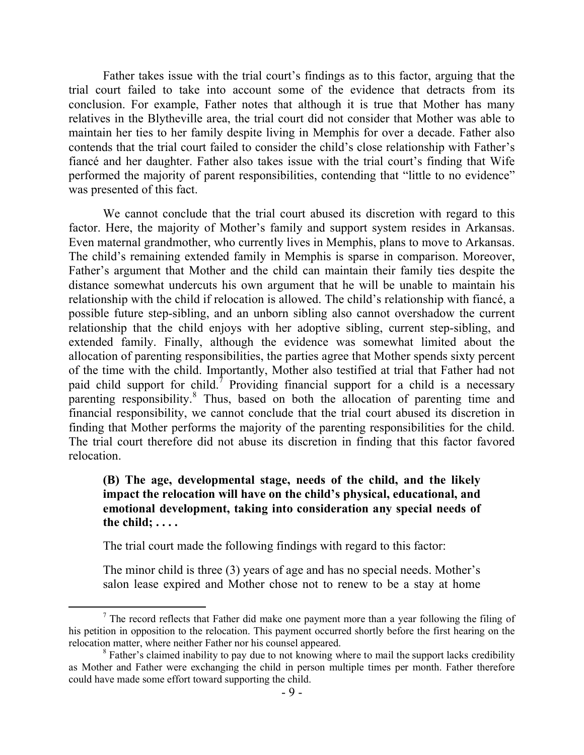Father takes issue with the trial court's findings as to this factor, arguing that the trial court failed to take into account some of the evidence that detracts from its conclusion. For example, Father notes that although it is true that Mother has many relatives in the Blytheville area, the trial court did not consider that Mother was able to maintain her ties to her family despite living in Memphis for over a decade. Father also contends that the trial court failed to consider the child's close relationship with Father's fiancé and her daughter. Father also takes issue with the trial court's finding that Wife performed the majority of parent responsibilities, contending that "little to no evidence" was presented of this fact.

We cannot conclude that the trial court abused its discretion with regard to this factor. Here, the majority of Mother's family and support system resides in Arkansas. Even maternal grandmother, who currently lives in Memphis, plans to move to Arkansas. The child's remaining extended family in Memphis is sparse in comparison. Moreover, Father's argument that Mother and the child can maintain their family ties despite the distance somewhat undercuts his own argument that he will be unable to maintain his relationship with the child if relocation is allowed. The child's relationship with fiancé, a possible future step-sibling, and an unborn sibling also cannot overshadow the current relationship that the child enjoys with her adoptive sibling, current step-sibling, and extended family. Finally, although the evidence was somewhat limited about the allocation of parenting responsibilities, the parties agree that Mother spends sixty percent of the time with the child. Importantly, Mother also testified at trial that Father had not paid child support for child.[7] Providing financial support for a child is a necessary parenting responsibility.[8] Thus, based on both the allocation of parenting time and financial responsibility, we cannot conclude that the trial court abused its discretion in finding that Mother performs the majority of the parenting responsibilities for the child. The trial court therefore did not abuse its discretion in finding that this factor favored relocation.

> **(B) The age, developmental stage, needs of the child, and the likely impact the relocation will have on the child's physical, educational, and emotional development, taking into consideration any special needs of the child; . . . .**

The trial court made the following findings with regard to this factor:

> The minor child is three (3) years of age and has no special needs. Mother's salon lease expired and Mother chose not to renew to be a stay at home

---

[7] The record reflects that Father did make one payment more than a year following the filing of his petition in opposition to the relocation. This payment occurred shortly before the first hearing on the relocation matter, where neither Father nor his counsel appeared.

[8] Father's claimed inability to pay due to not knowing where to mail the support lacks credibility as Mother and Father were exchanging the child in person multiple times per month. Father therefore could have made some effort toward supporting the child.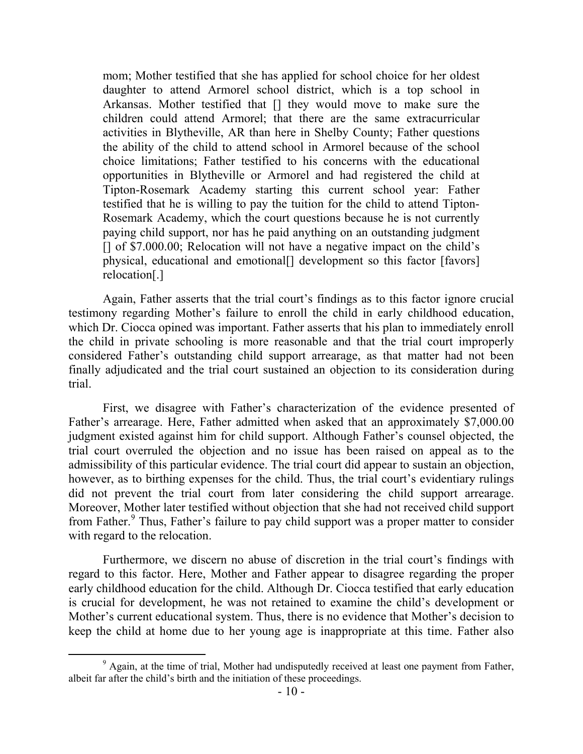> mom; Mother testified that she has applied for school choice for her oldest daughter to attend Armorel school district, which is a top school in Arkansas. Mother testified that [] they would move to make sure the children could attend Armorel; that there are the same extracurricular activities in Blytheville, AR than here in Shelby County; Father questions the ability of the child to attend school in Armorel because of the school choice limitations; Father testified to his concerns with the educational opportunities in Blytheville or Armorel and had registered the child at Tipton-Rosemark Academy starting this current school year: Father testified that he is willing to pay the tuition for the child to attend Tipton-Rosemark Academy, which the court questions because he is not currently paying child support, nor has he paid anything on an outstanding judgment [] of $7.000.00; Relocation will not have a negative impact on the child's physical, educational and emotional[] development so this factor [favors] relocation[.]

Again, Father asserts that the trial court's findings as to this factor ignore crucial testimony regarding Mother's failure to enroll the child in early childhood education, which Dr. Ciocca opined was important. Father asserts that his plan to immediately enroll the child in private schooling is more reasonable and that the trial court improperly considered Father's outstanding child support arrearage, as that matter had not been finally adjudicated and the trial court sustained an objection to its consideration during trial.

First, we disagree with Father's characterization of the evidence presented of Father's arrearage. Here, Father admitted when asked that an approximately $7,000.00 judgment existed against him for child support. Although Father's counsel objected, the trial court overruled the objection and no issue has been raised on appeal as to the admissibility of this particular evidence. The trial court did appear to sustain an objection, however, as to birthing expenses for the child. Thus, the trial court's evidentiary rulings did not prevent the trial court from later considering the child support arrearage. Moreover, Mother later testified without objection that she had not received child support from Father.[9] Thus, Father's failure to pay child support was a proper matter to consider with regard to the relocation.

Furthermore, we discern no abuse of discretion in the trial court's findings with regard to this factor. Here, Mother and Father appear to disagree regarding the proper early childhood education for the child. Although Dr. Ciocca testified that early education is crucial for development, he was not retained to examine the child's development or Mother's current educational system. Thus, there is no evidence that Mother's decision to keep the child at home due to her young age is inappropriate at this time. Father also

[9] Again, at the time of trial, Mother had undisputedly received at least one payment from Father, albeit far after the child's birth and the initiation of these proceedings.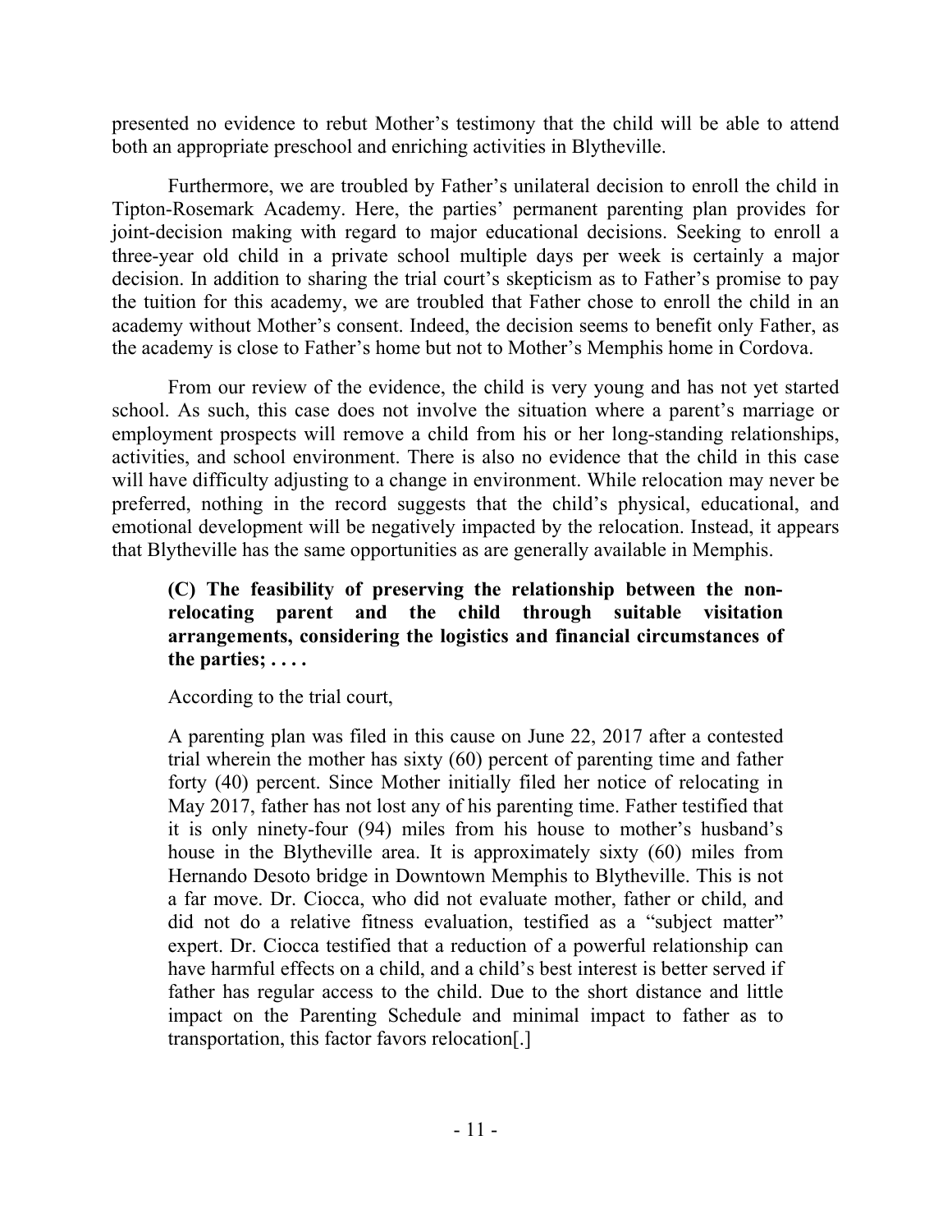presented no evidence to rebut Mother's testimony that the child will be able to attend both an appropriate preschool and enriching activities in Blytheville.

Furthermore, we are troubled by Father's unilateral decision to enroll the child in Tipton-Rosemark Academy. Here, the parties' permanent parenting plan provides for joint-decision making with regard to major educational decisions. Seeking to enroll a three-year old child in a private school multiple days per week is certainly a major decision. In addition to sharing the trial court's skepticism as to Father's promise to pay the tuition for this academy, we are troubled that Father chose to enroll the child in an academy without Mother's consent. Indeed, the decision seems to benefit only Father, as the academy is close to Father's home but not to Mother's Memphis home in Cordova.

From our review of the evidence, the child is very young and has not yet started school. As such, this case does not involve the situation where a parent's marriage or employment prospects will remove a child from his or her long-standing relationships, activities, and school environment. There is also no evidence that the child in this case will have difficulty adjusting to a change in environment. While relocation may never be preferred, nothing in the record suggests that the child's physical, educational, and emotional development will be negatively impacted by the relocation. Instead, it appears that Blytheville has the same opportunities as are generally available in Memphis.

> **(C) The feasibility of preserving the relationship between the non-relocating parent and the child through suitable visitation arrangements, considering the logistics and financial circumstances of the parties; . . . .**

According to the trial court,

> A parenting plan was filed in this cause on June 22, 2017 after a contested trial wherein the mother has sixty (60) percent of parenting time and father forty (40) percent. Since Mother initially filed her notice of relocating in May 2017, father has not lost any of his parenting time. Father testified that it is only ninety-four (94) miles from his house to mother's husband's house in the Blytheville area. It is approximately sixty (60) miles from Hernando Desoto bridge in Downtown Memphis to Blytheville. This is not a far move. Dr. Ciocca, who did not evaluate mother, father or child, and did not do a relative fitness evaluation, testified as a "subject matter" expert. Dr. Ciocca testified that a reduction of a powerful relationship can have harmful effects on a child, and a child's best interest is better served if father has regular access to the child. Due to the short distance and little impact on the Parenting Schedule and minimal impact to father as to transportation, this factor favors relocation[.]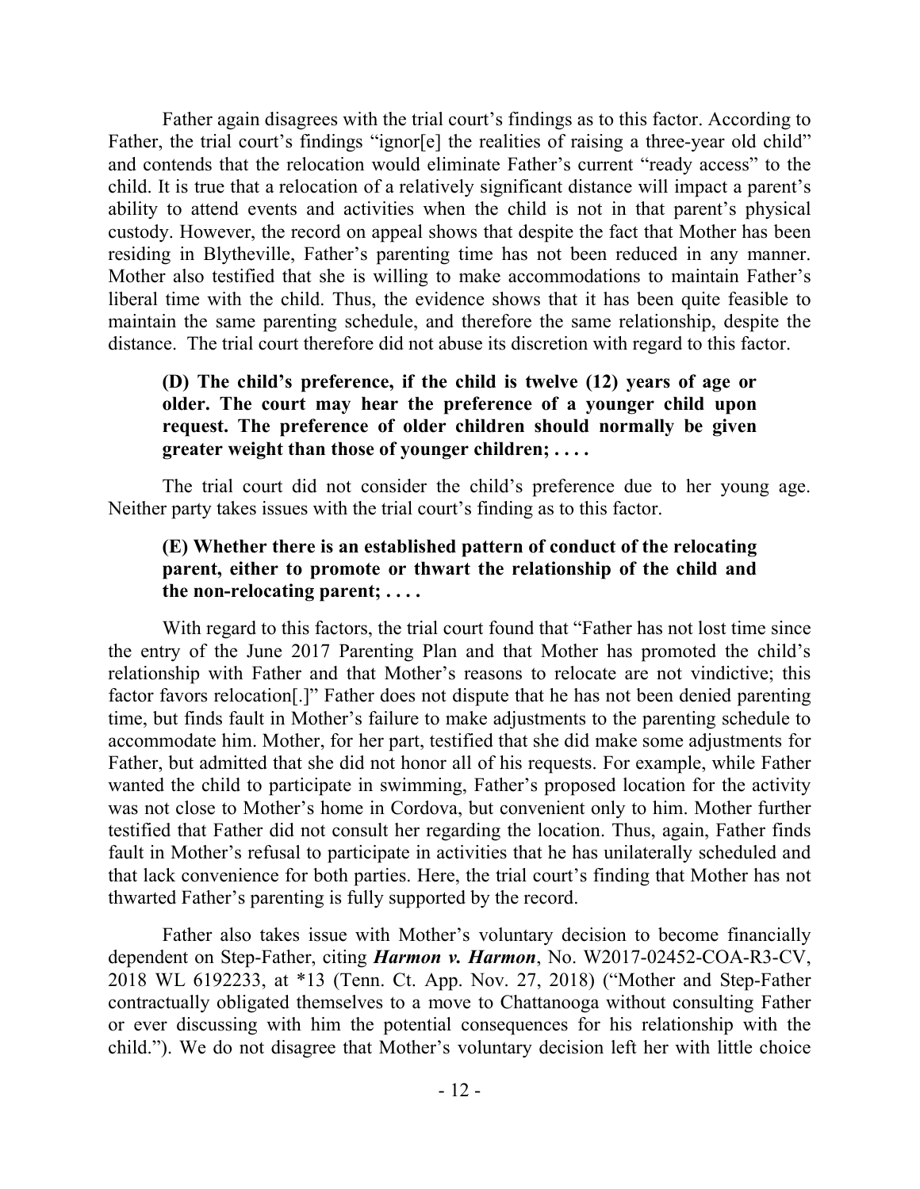Father again disagrees with the trial court's findings as to this factor. According to Father, the trial court's findings "ignor[e] the realities of raising a three-year old child" and contends that the relocation would eliminate Father's current "ready access" to the child. It is true that a relocation of a relatively significant distance will impact a parent's ability to attend events and activities when the child is not in that parent's physical custody. However, the record on appeal shows that despite the fact that Mother has been residing in Blytheville, Father's parenting time has not been reduced in any manner. Mother also testified that she is willing to make accommodations to maintain Father's liberal time with the child. Thus, the evidence shows that it has been quite feasible to maintain the same parenting schedule, and therefore the same relationship, despite the distance. The trial court therefore did not abuse its discretion with regard to this factor.

> **(D) The child's preference, if the child is twelve (12) years of age or older. The court may hear the preference of a younger child upon request. The preference of older children should normally be given greater weight than those of younger children; . . . .**

The trial court did not consider the child's preference due to her young age. Neither party takes issues with the trial court's finding as to this factor.

> **(E) Whether there is an established pattern of conduct of the relocating parent, either to promote or thwart the relationship of the child and the non-relocating parent; . . . .**

With regard to this factors, the trial court found that "Father has not lost time since the entry of the June 2017 Parenting Plan and that Mother has promoted the child's relationship with Father and that Mother's reasons to relocate are not vindictive; this factor favors relocation[.]" Father does not dispute that he has not been denied parenting time, but finds fault in Mother's failure to make adjustments to the parenting schedule to accommodate him. Mother, for her part, testified that she did make some adjustments for Father, but admitted that she did not honor all of his requests. For example, while Father wanted the child to participate in swimming, Father's proposed location for the activity was not close to Mother's home in Cordova, but convenient only to him. Mother further testified that Father did not consult her regarding the location. Thus, again, Father finds fault in Mother's refusal to participate in activities that he has unilaterally scheduled and that lack convenience for both parties. Here, the trial court's finding that Mother has not thwarted Father's parenting is fully supported by the record.

Father also takes issue with Mother's voluntary decision to become financially dependent on Step-Father, citing ***Harmon v. Harmon***, No. W2017-02452-COA-R3-CV, 2018 WL 6192233, at *13 (Tenn. Ct. App. Nov. 27, 2018) ("Mother and Step-Father contractually obligated themselves to a move to Chattanooga without consulting Father or ever discussing with him the potential consequences for his relationship with the child."). We do not disagree that Mother's voluntary decision left her with little choice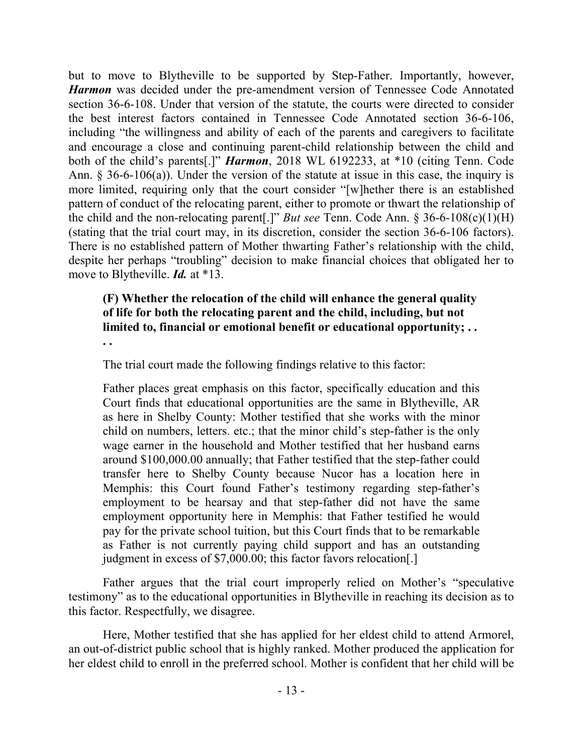but to move to Blytheville to be supported by Step-Father. Importantly, however, ***Harmon*** was decided under the pre-amendment version of Tennessee Code Annotated section 36-6-108. Under that version of the statute, the courts were directed to consider the best interest factors contained in Tennessee Code Annotated section 36-6-106, including "the willingness and ability of each of the parents and caregivers to facilitate and encourage a close and continuing parent-child relationship between the child and both of the child's parents[.]" ***Harmon***, 2018 WL 6192233, at *10 (citing Tenn. Code Ann. § 36-6-106(a)). Under the version of the statute at issue in this case, the inquiry is more limited, requiring only that the court consider "[w]hether there is an established pattern of conduct of the relocating parent, either to promote or thwart the relationship of the child and the non-relocating parent[.]" *But see* Tenn. Code Ann. § 36-6-108(c)(1)(H) (stating that the trial court may, in its discretion, consider the section 36-6-106 factors). There is no established pattern of Mother thwarting Father's relationship with the child, despite her perhaps "troubling" decision to make financial choices that obligated her to move to Blytheville. ***Id.*** at *13.

> **(F) Whether the relocation of the child will enhance the general quality of life for both the relocating parent and the child, including, but not limited to, financial or emotional benefit or educational opportunity; . . . .**

The trial court made the following findings relative to this factor:

> Father places great emphasis on this factor, specifically education and this Court finds that educational opportunities are the same in Blytheville, AR as here in Shelby County: Mother testified that she works with the minor child on numbers, letters. etc.; that the minor child's step-father is the only wage earner in the household and Mother testified that her husband earns around $100,000.00 annually; that Father testified that the step-father could transfer here to Shelby County because Nucor has a location here in Memphis: this Court found Father's testimony regarding step-father's employment to be hearsay and that step-father did not have the same employment opportunity here in Memphis: that Father testified he would pay for the private school tuition, but this Court finds that to be remarkable as Father is not currently paying child support and has an outstanding judgment in excess of $7,000.00; this factor favors relocation[.]

Father argues that the trial court improperly relied on Mother's "speculative testimony" as to the educational opportunities in Blytheville in reaching its decision as to this factor. Respectfully, we disagree.

Here, Mother testified that she has applied for her eldest child to attend Armorel, an out-of-district public school that is highly ranked. Mother produced the application for her eldest child to enroll in the preferred school. Mother is confident that her child will be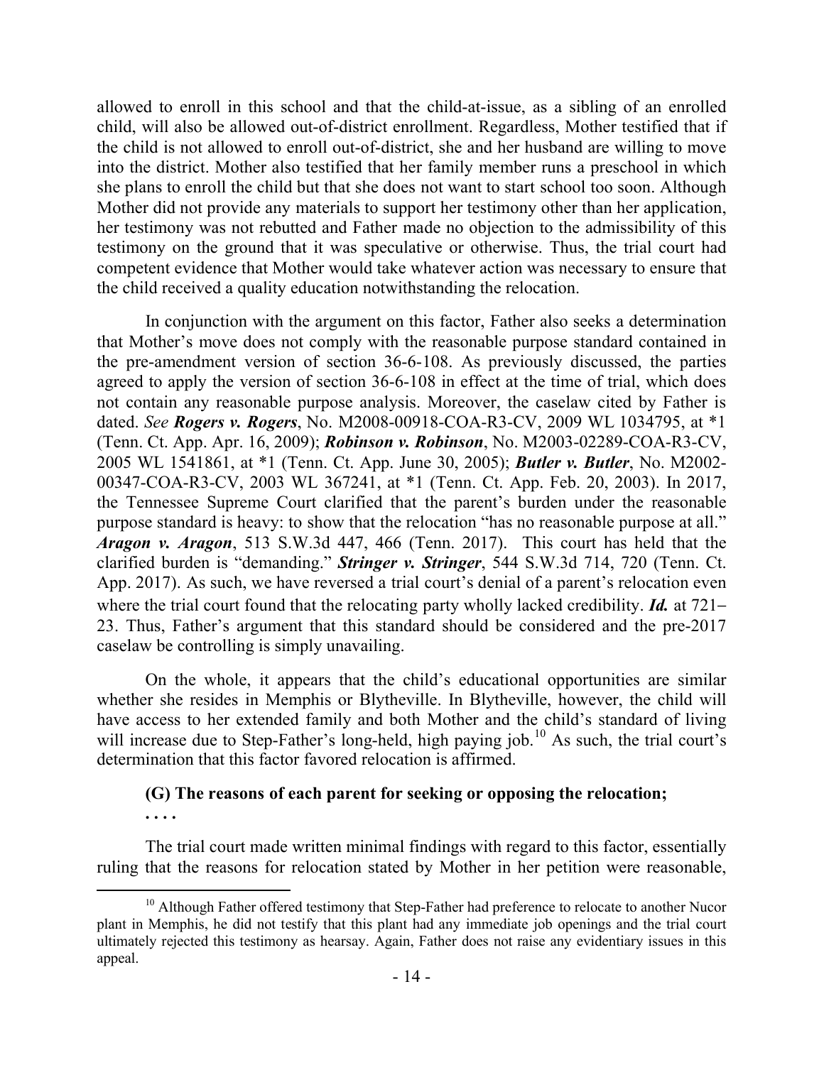allowed to enroll in this school and that the child-at-issue, as a sibling of an enrolled child, will also be allowed out-of-district enrollment. Regardless, Mother testified that if the child is not allowed to enroll out-of-district, she and her husband are willing to move into the district. Mother also testified that her family member runs a preschool in which she plans to enroll the child but that she does not want to start school too soon. Although Mother did not provide any materials to support her testimony other than her application, her testimony was not rebutted and Father made no objection to the admissibility of this testimony on the ground that it was speculative or otherwise. Thus, the trial court had competent evidence that Mother would take whatever action was necessary to ensure that the child received a quality education notwithstanding the relocation.

In conjunction with the argument on this factor, Father also seeks a determination that Mother's move does not comply with the reasonable purpose standard contained in the pre-amendment version of section 36-6-108. As previously discussed, the parties agreed to apply the version of section 36-6-108 in effect at the time of trial, which does not contain any reasonable purpose analysis. Moreover, the caselaw cited by Father is dated. *See* ***Rogers v. Rogers***, No. M2008-00918-COA-R3-CV, 2009 WL 1034795, at *1 (Tenn. Ct. App. Apr. 16, 2009); ***Robinson v. Robinson***, No. M2003-02289-COA-R3-CV, 2005 WL 1541861, at *1 (Tenn. Ct. App. June 30, 2005); ***Butler v. Butler***, No. M2002-00347-COA-R3-CV, 2003 WL 367241, at *1 (Tenn. Ct. App. Feb. 20, 2003). In 2017, the Tennessee Supreme Court clarified that the parent's burden under the reasonable purpose standard is heavy: to show that the relocation "has no reasonable purpose at all." ***Aragon v. Aragon***, 513 S.W.3d 447, 466 (Tenn. 2017). This court has held that the clarified burden is "demanding." ***Stringer v. Stringer***, 544 S.W.3d 714, 720 (Tenn. Ct. App. 2017). As such, we have reversed a trial court's denial of a parent's relocation even where the trial court found that the relocating party wholly lacked credibility. ***Id.*** at 721–23. Thus, Father's argument that this standard should be considered and the pre-2017 caselaw be controlling is simply unavailing.

On the whole, it appears that the child's educational opportunities are similar whether she resides in Memphis or Blytheville. In Blytheville, however, the child will have access to her extended family and both Mother and the child's standard of living will increase due to Step-Father's long-held, high paying job.[10] As such, the trial court's determination that this factor favored relocation is affirmed.

**(G) The reasons of each parent for seeking or opposing the relocation;**
**. . . .**

The trial court made written minimal findings with regard to this factor, essentially ruling that the reasons for relocation stated by Mother in her petition were reasonable,

---

[10] Although Father offered testimony that Step-Father had preference to relocate to another Nucor plant in Memphis, he did not testify that this plant had any immediate job openings and the trial court ultimately rejected this testimony as hearsay. Again, Father does not raise any evidentiary issues in this appeal.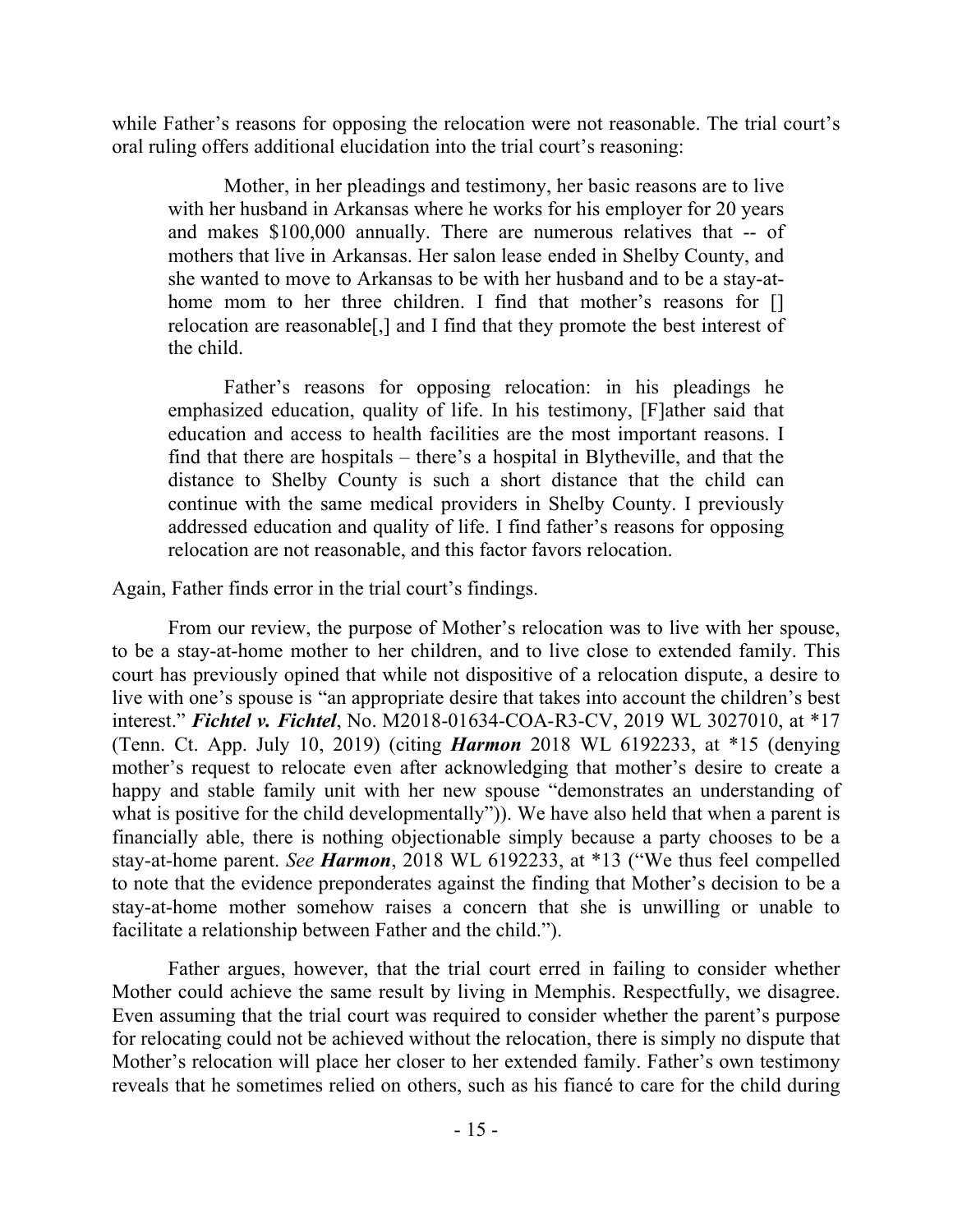while Father's reasons for opposing the relocation were not reasonable. The trial court's oral ruling offers additional elucidation into the trial court's reasoning:

> Mother, in her pleadings and testimony, her basic reasons are to live with her husband in Arkansas where he works for his employer for 20 years and makes $100,000 annually. There are numerous relatives that -- of mothers that live in Arkansas. Her salon lease ended in Shelby County, and she wanted to move to Arkansas to be with her husband and to be a stay-at-home mom to her three children. I find that mother's reasons for [] relocation are reasonable[,] and I find that they promote the best interest of the child.
>
> Father's reasons for opposing relocation: in his pleadings he emphasized education, quality of life. In his testimony, [F]ather said that education and access to health facilities are the most important reasons. I find that there are hospitals – there's a hospital in Blytheville, and that the distance to Shelby County is such a short distance that the child can continue with the same medical providers in Shelby County. I previously addressed education and quality of life. I find father's reasons for opposing relocation are not reasonable, and this factor favors relocation.

Again, Father finds error in the trial court's findings.

From our review, the purpose of Mother's relocation was to live with her spouse, to be a stay-at-home mother to her children, and to live close to extended family. This court has previously opined that while not dispositive of a relocation dispute, a desire to live with one's spouse is "an appropriate desire that takes into account the children's best interest." ***Fichtel v. Fichtel***, No. M2018-01634-COA-R3-CV, 2019 WL 3027010, at *17 (Tenn. Ct. App. July 10, 2019) (citing ***Harmon*** 2018 WL 6192233, at *15 (denying mother's request to relocate even after acknowledging that mother's desire to create a happy and stable family unit with her new spouse "demonstrates an understanding of what is positive for the child developmentally")). We have also held that when a parent is financially able, there is nothing objectionable simply because a party chooses to be a stay-at-home parent. *See* ***Harmon***, 2018 WL 6192233, at *13 ("We thus feel compelled to note that the evidence preponderates against the finding that Mother's decision to be a stay-at-home mother somehow raises a concern that she is unwilling or unable to facilitate a relationship between Father and the child.").

Father argues, however, that the trial court erred in failing to consider whether Mother could achieve the same result by living in Memphis. Respectfully, we disagree. Even assuming that the trial court was required to consider whether the parent's purpose for relocating could not be achieved without the relocation, there is simply no dispute that Mother's relocation will place her closer to her extended family. Father's own testimony reveals that he sometimes relied on others, such as his fiancé to care for the child during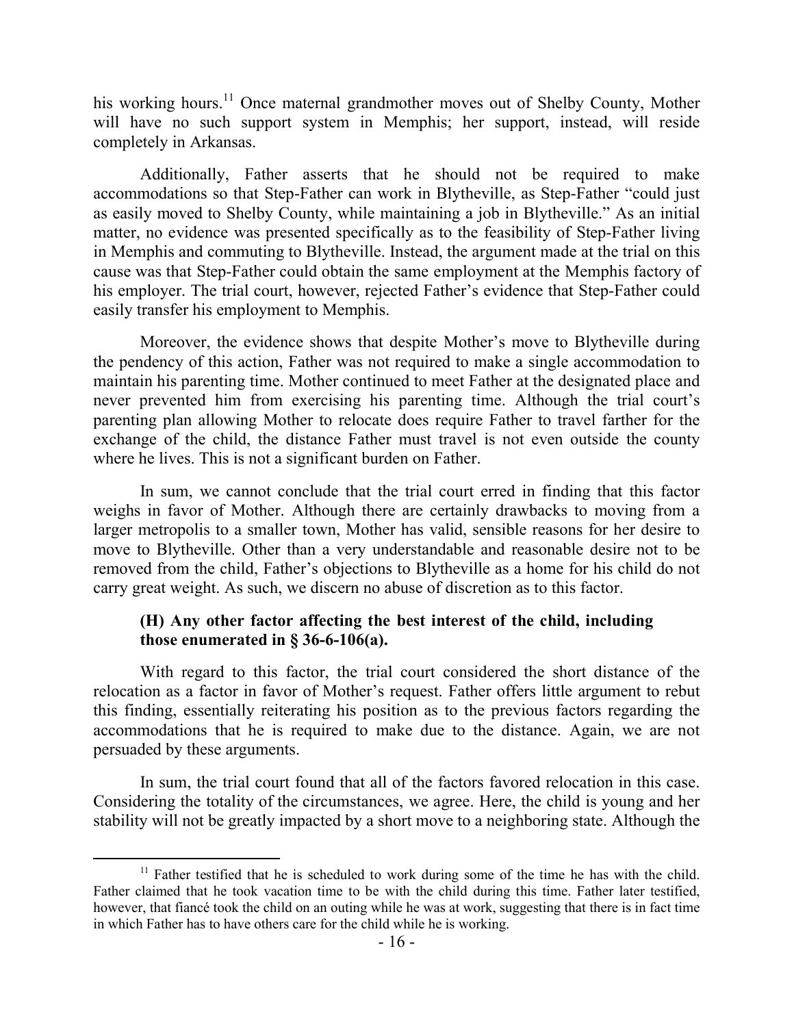his working hours.[11] Once maternal grandmother moves out of Shelby County, Mother will have no such support system in Memphis; her support, instead, will reside completely in Arkansas.

Additionally, Father asserts that he should not be required to make accommodations so that Step-Father can work in Blytheville, as Step-Father "could just as easily moved to Shelby County, while maintaining a job in Blytheville." As an initial matter, no evidence was presented specifically as to the feasibility of Step-Father living in Memphis and commuting to Blytheville. Instead, the argument made at the trial on this cause was that Step-Father could obtain the same employment at the Memphis factory of his employer. The trial court, however, rejected Father's evidence that Step-Father could easily transfer his employment to Memphis.

Moreover, the evidence shows that despite Mother's move to Blytheville during the pendency of this action, Father was not required to make a single accommodation to maintain his parenting time. Mother continued to meet Father at the designated place and never prevented him from exercising his parenting time. Although the trial court's parenting plan allowing Mother to relocate does require Father to travel farther for the exchange of the child, the distance Father must travel is not even outside the county where he lives. This is not a significant burden on Father.

In sum, we cannot conclude that the trial court erred in finding that this factor weighs in favor of Mother. Although there are certainly drawbacks to moving from a larger metropolis to a smaller town, Mother has valid, sensible reasons for her desire to move to Blytheville. Other than a very understandable and reasonable desire not to be removed from the child, Father's objections to Blytheville as a home for his child do not carry great weight. As such, we discern no abuse of discretion as to this factor.

**(H) Any other factor affecting the best interest of the child, including those enumerated in § 36-6-106(a).**

With regard to this factor, the trial court considered the short distance of the relocation as a factor in favor of Mother's request. Father offers little argument to rebut this finding, essentially reiterating his position as to the previous factors regarding the accommodations that he is required to make due to the distance. Again, we are not persuaded by these arguments.

In sum, the trial court found that all of the factors favored relocation in this case. Considering the totality of the circumstances, we agree. Here, the child is young and her stability will not be greatly impacted by a short move to a neighboring state. Although the

---

[11] Father testified that he is scheduled to work during some of the time he has with the child. Father claimed that he took vacation time to be with the child during this time. Father later testified, however, that fiancé took the child on an outing while he was at work, suggesting that there is in fact time in which Father has to have others care for the child while he is working.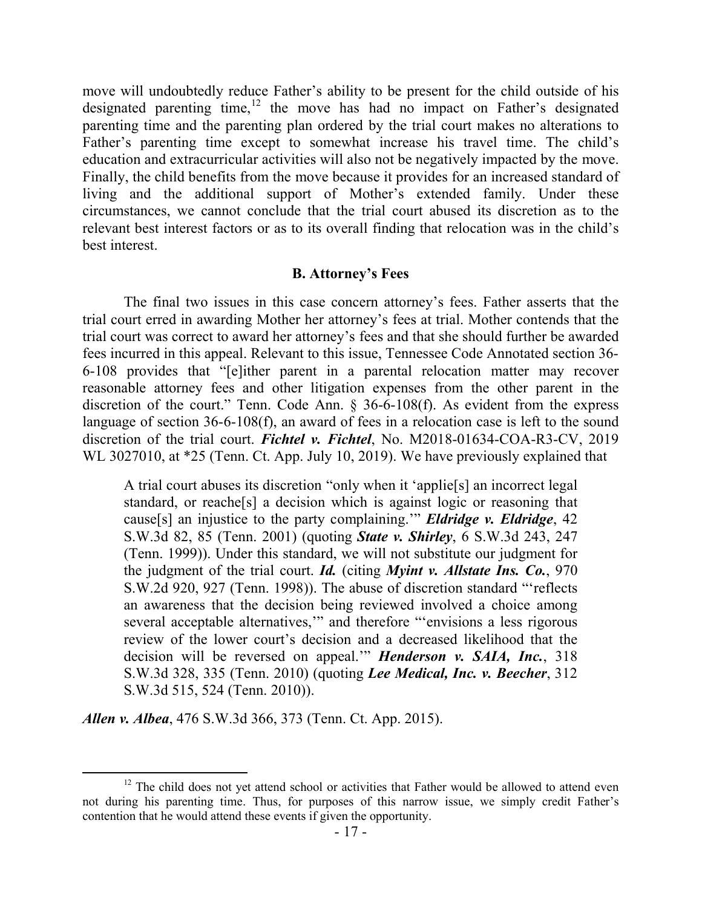move will undoubtedly reduce Father's ability to be present for the child outside of his designated parenting time,[12] the move has had no impact on Father's designated parenting time and the parenting plan ordered by the trial court makes no alterations to Father's parenting time except to somewhat increase his travel time. The child's education and extracurricular activities will also not be negatively impacted by the move. Finally, the child benefits from the move because it provides for an increased standard of living and the additional support of Mother's extended family. Under these circumstances, we cannot conclude that the trial court abused its discretion as to the relevant best interest factors or as to its overall finding that relocation was in the child's best interest.

### B. Attorney's Fees

The final two issues in this case concern attorney's fees. Father asserts that the trial court erred in awarding Mother her attorney's fees at trial. Mother contends that the trial court was correct to award her attorney's fees and that she should further be awarded fees incurred in this appeal. Relevant to this issue, Tennessee Code Annotated section 36-6-108 provides that "[e]ither parent in a parental relocation matter may recover reasonable attorney fees and other litigation expenses from the other parent in the discretion of the court." Tenn. Code Ann. § 36-6-108(f). As evident from the express language of section 36-6-108(f), an award of fees in a relocation case is left to the sound discretion of the trial court. ***Fichtel v. Fichtel***, No. M2018-01634-COA-R3-CV, 2019 WL 3027010, at *25 (Tenn. Ct. App. July 10, 2019). We have previously explained that

> A trial court abuses its discretion "only when it 'applie[s] an incorrect legal standard, or reache[s] a decision which is against logic or reasoning that cause[s] an injustice to the party complaining.'" ***Eldridge v. Eldridge***, 42 S.W.3d 82, 85 (Tenn. 2001) (quoting ***State v. Shirley***, 6 S.W.3d 243, 247 (Tenn. 1999)). Under this standard, we will not substitute our judgment for the judgment of the trial court. ***Id.*** (citing ***Myint v. Allstate Ins. Co.***, 970 S.W.2d 920, 927 (Tenn. 1998)). The abuse of discretion standard "'reflects an awareness that the decision being reviewed involved a choice among several acceptable alternatives,'" and therefore "'envisions a less rigorous review of the lower court's decision and a decreased likelihood that the decision will be reversed on appeal.'" ***Henderson v. SAIA, Inc.***, 318 S.W.3d 328, 335 (Tenn. 2010) (quoting ***Lee Medical, Inc. v. Beecher***, 312 S.W.3d 515, 524 (Tenn. 2010)).

***Allen v. Albea***, 476 S.W.3d 366, 373 (Tenn. Ct. App. 2015).

---

[12] The child does not yet attend school or activities that Father would be allowed to attend even not during his parenting time. Thus, for purposes of this narrow issue, we simply credit Father's contention that he would attend these events if given the opportunity.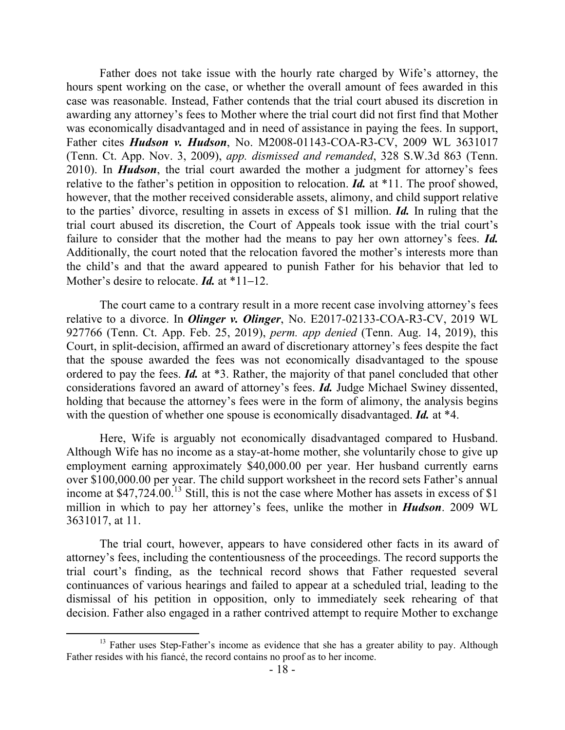Father does not take issue with the hourly rate charged by Wife's attorney, the hours spent working on the case, or whether the overall amount of fees awarded in this case was reasonable. Instead, Father contends that the trial court abused its discretion in awarding any attorney's fees to Mother where the trial court did not first find that Mother was economically disadvantaged and in need of assistance in paying the fees. In support, Father cites ***Hudson v. Hudson***, No. M2008-01143-COA-R3-CV, 2009 WL 3631017 (Tenn. Ct. App. Nov. 3, 2009), *app. dismissed and remanded*, 328 S.W.3d 863 (Tenn. 2010). In ***Hudson***, the trial court awarded the mother a judgment for attorney's fees relative to the father's petition in opposition to relocation. ***Id.*** at *11. The proof showed, however, that the mother received considerable assets, alimony, and child support relative to the parties' divorce, resulting in assets in excess of $1 million. ***Id.*** In ruling that the trial court abused its discretion, the Court of Appeals took issue with the trial court's failure to consider that the mother had the means to pay her own attorney's fees. ***Id.*** Additionally, the court noted that the relocation favored the mother's interests more than the child's and that the award appeared to punish Father for his behavior that led to Mother's desire to relocate. ***Id.*** at *11–12.

The court came to a contrary result in a more recent case involving attorney's fees relative to a divorce. In ***Olinger v. Olinger***, No. E2017-02133-COA-R3-CV, 2019 WL 927766 (Tenn. Ct. App. Feb. 25, 2019), *perm. app denied* (Tenn. Aug. 14, 2019), this Court, in split-decision, affirmed an award of discretionary attorney's fees despite the fact that the spouse awarded the fees was not economically disadvantaged to the spouse ordered to pay the fees. ***Id.*** at *3. Rather, the majority of that panel concluded that other considerations favored an award of attorney's fees. ***Id.*** Judge Michael Swiney dissented, holding that because the attorney's fees were in the form of alimony, the analysis begins with the question of whether one spouse is economically disadvantaged. ***Id.*** at *4.

Here, Wife is arguably not economically disadvantaged compared to Husband. Although Wife has no income as a stay-at-home mother, she voluntarily chose to give up employment earning approximately $40,000.00 per year. Her husband currently earns over $100,000.00 per year. The child support worksheet in the record sets Father's annual income at $47,724.00.[13] Still, this is not the case where Mother has assets in excess of $1 million in which to pay her attorney's fees, unlike the mother in ***Hudson***. 2009 WL 3631017, at 11.

The trial court, however, appears to have considered other facts in its award of attorney's fees, including the contentiousness of the proceedings. The record supports the trial court's finding, as the technical record shows that Father requested several continuances of various hearings and failed to appear at a scheduled trial, leading to the dismissal of his petition in opposition, only to immediately seek rehearing of that decision. Father also engaged in a rather contrived attempt to require Mother to exchange

---

[13] Father uses Step-Father's income as evidence that she has a greater ability to pay. Although Father resides with his fiancé, the record contains no proof as to her income.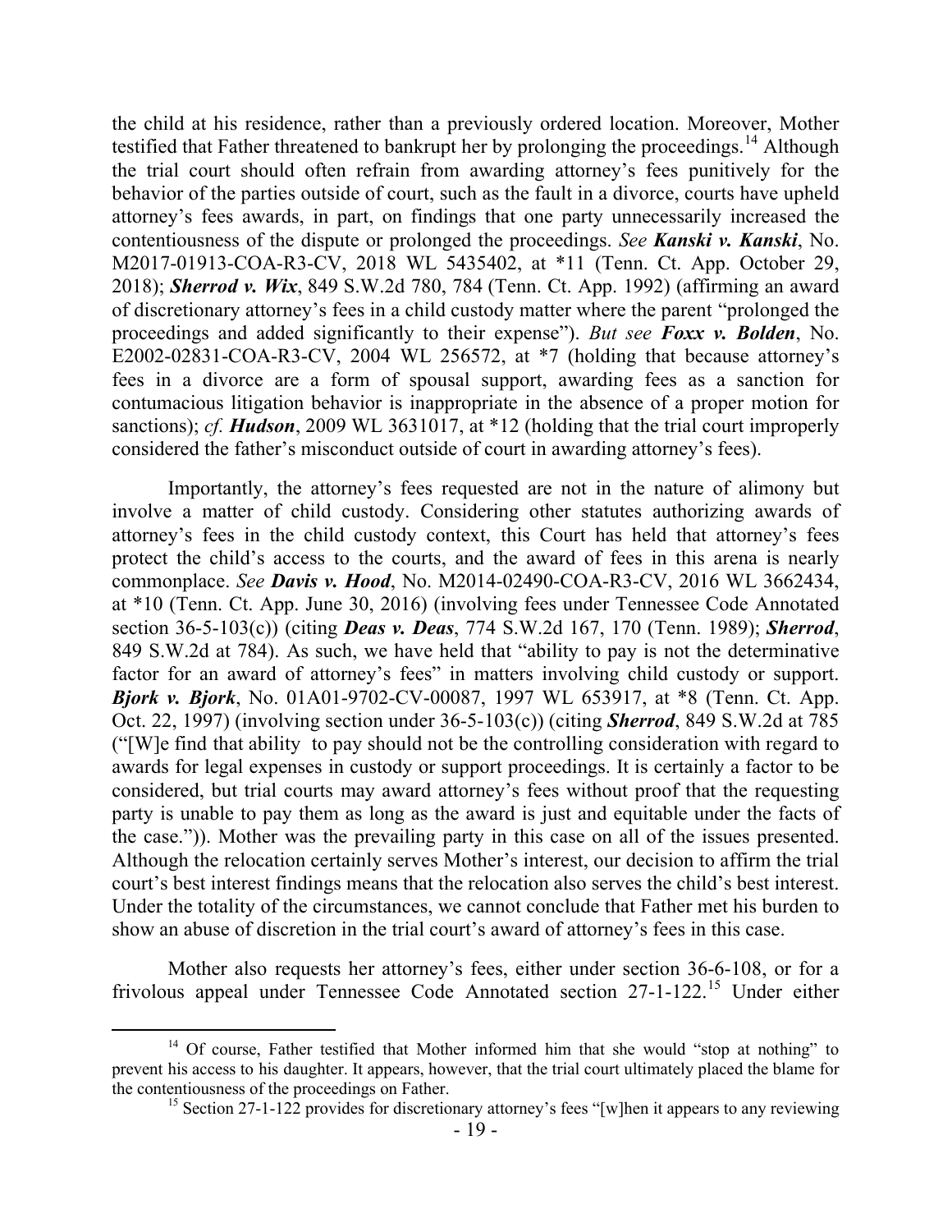the child at his residence, rather than a previously ordered location. Moreover, Mother testified that Father threatened to bankrupt her by prolonging the proceedings.[14] Although the trial court should often refrain from awarding attorney's fees punitively for the behavior of the parties outside of court, such as the fault in a divorce, courts have upheld attorney's fees awards, in part, on findings that one party unnecessarily increased the contentiousness of the dispute or prolonged the proceedings. *See* ***Kanski v. Kanski***, No. M2017-01913-COA-R3-CV, 2018 WL 5435402, at *11 (Tenn. Ct. App. October 29, 2018); ***Sherrod v. Wix***, 849 S.W.2d 780, 784 (Tenn. Ct. App. 1992) (affirming an award of discretionary attorney's fees in a child custody matter where the parent "prolonged the proceedings and added significantly to their expense"). *But see* ***Foxx v. Bolden***, No. E2002-02831-COA-R3-CV, 2004 WL 256572, at *7 (holding that because attorney's fees in a divorce are a form of spousal support, awarding fees as a sanction for contumacious litigation behavior is inappropriate in the absence of a proper motion for sanctions); *cf.* ***Hudson***, 2009 WL 3631017, at *12 (holding that the trial court improperly considered the father's misconduct outside of court in awarding attorney's fees).

Importantly, the attorney's fees requested are not in the nature of alimony but involve a matter of child custody. Considering other statutes authorizing awards of attorney's fees in the child custody context, this Court has held that attorney's fees protect the child's access to the courts, and the award of fees in this arena is nearly commonplace. *See* ***Davis v. Hood***, No. M2014-02490-COA-R3-CV, 2016 WL 3662434, at *10 (Tenn. Ct. App. June 30, 2016) (involving fees under Tennessee Code Annotated section 36-5-103(c)) (citing ***Deas v. Deas***, 774 S.W.2d 167, 170 (Tenn. 1989); ***Sherrod***, 849 S.W.2d at 784). As such, we have held that "ability to pay is not the determinative factor for an award of attorney's fees" in matters involving child custody or support. ***Bjork v. Bjork***, No. 01A01-9702-CV-00087, 1997 WL 653917, at *8 (Tenn. Ct. App. Oct. 22, 1997) (involving section under 36-5-103(c)) (citing ***Sherrod***, 849 S.W.2d at 785 ("[W]e find that ability to pay should not be the controlling consideration with regard to awards for legal expenses in custody or support proceedings. It is certainly a factor to be considered, but trial courts may award attorney's fees without proof that the requesting party is unable to pay them as long as the award is just and equitable under the facts of the case.")). Mother was the prevailing party in this case on all of the issues presented. Although the relocation certainly serves Mother's interest, our decision to affirm the trial court's best interest findings means that the relocation also serves the child's best interest. Under the totality of the circumstances, we cannot conclude that Father met his burden to show an abuse of discretion in the trial court's award of attorney's fees in this case.

Mother also requests her attorney's fees, either under section 36-6-108, or for a frivolous appeal under Tennessee Code Annotated section 27-1-122.[15] Under either

---

[14] Of course, Father testified that Mother informed him that she would "stop at nothing" to prevent his access to his daughter. It appears, however, that the trial court ultimately placed the blame for the contentiousness of the proceedings on Father.

[15] Section 27-1-122 provides for discretionary attorney's fees "[w]hen it appears to any reviewing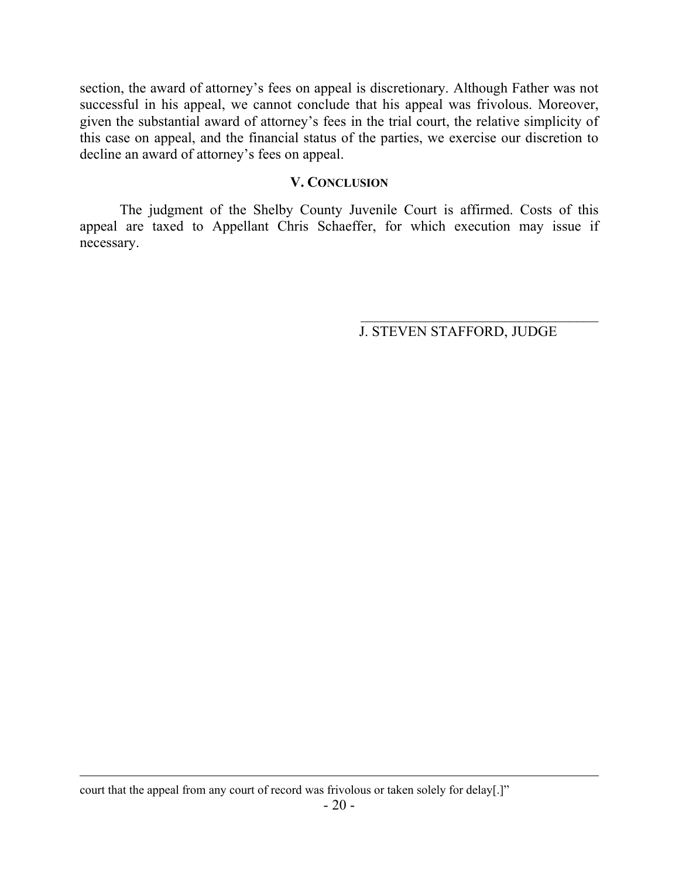section, the award of attorney's fees on appeal is discretionary. Although Father was not successful in his appeal, we cannot conclude that his appeal was frivolous. Moreover, given the substantial award of attorney's fees in the trial court, the relative simplicity of this case on appeal, and the financial status of the parties, we exercise our discretion to decline an award of attorney's fees on appeal.

## V. Conclusion

The judgment of the Shelby County Juvenile Court is affirmed. Costs of this appeal are taxed to Appellant Chris Schaeffer, for which execution may issue if necessary.

\_\_\_\_\_\_\_\_\_\_\_\_\_\_\_\_\_\_\_\_\_\_\_\_\_\_\_\_\_\_\_\_\_\_\_

J. STEVEN STAFFORD, JUDGE

---

court that the appeal from any court of record was frivolous or taken solely for delay[.]"